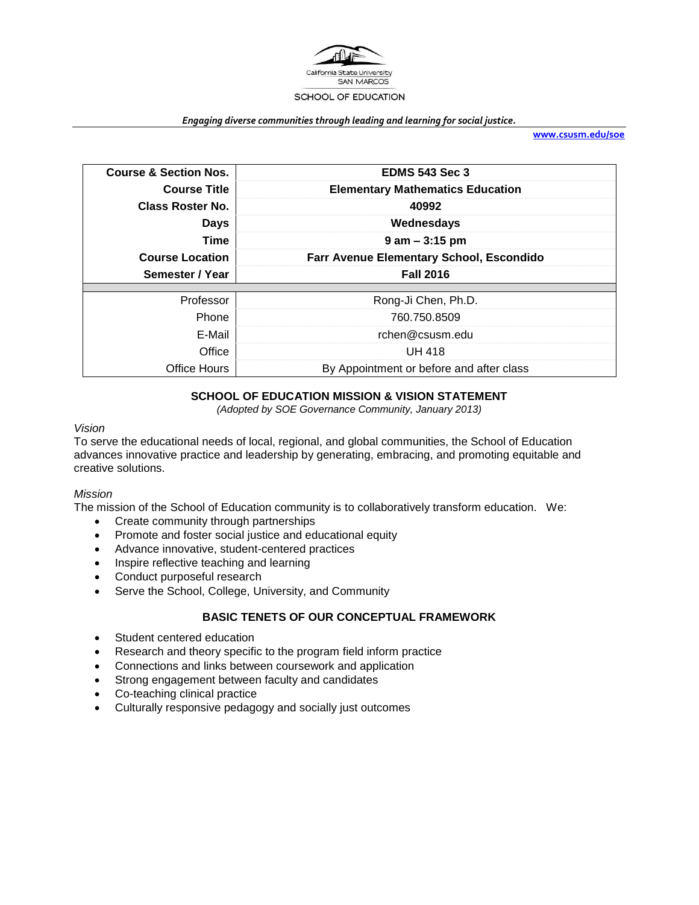California State University SAN MARCOS

SCHOOL OF EDUCATION

***Engaging diverse communities through leading and learning for social justice.***

**www.csusm.edu/soe**

| | |
|---|---|
| **Course & Section Nos.** | **EDMS 543 Sec 3** |
| **Course Title** | **Elementary Mathematics Education** |
| **Class Roster No.** | **40992** |
| **Days** | **Wednesdays** |
| **Time** | **9 am – 3:15 pm** |
| **Course Location** | **Farr Avenue Elementary School, Escondido** |
| **Semester / Year** | **Fall 2016** |
| Professor | Rong-Ji Chen, Ph.D. |
| Phone | 760.750.8509 |
| E-Mail | rchen@csusm.edu |
| Office | UH 418 |
| Office Hours | By Appointment or before and after class |

## SCHOOL OF EDUCATION MISSION & VISION STATEMENT

*(Adopted by SOE Governance Community, January 2013)*

*Vision*

To serve the educational needs of local, regional, and global communities, the School of Education advances innovative practice and leadership by generating, embracing, and promoting equitable and creative solutions.

*Mission*

The mission of the School of Education community is to collaboratively transform education. We:

- Create community through partnerships
- Promote and foster social justice and educational equity
- Advance innovative, student-centered practices
- Inspire reflective teaching and learning
- Conduct purposeful research
- Serve the School, College, University, and Community

## BASIC TENETS OF OUR CONCEPTUAL FRAMEWORK

- Student centered education
- Research and theory specific to the program field inform practice
- Connections and links between coursework and application
- Strong engagement between faculty and candidates
- Co-teaching clinical practice
- Culturally responsive pedagogy and socially just outcomes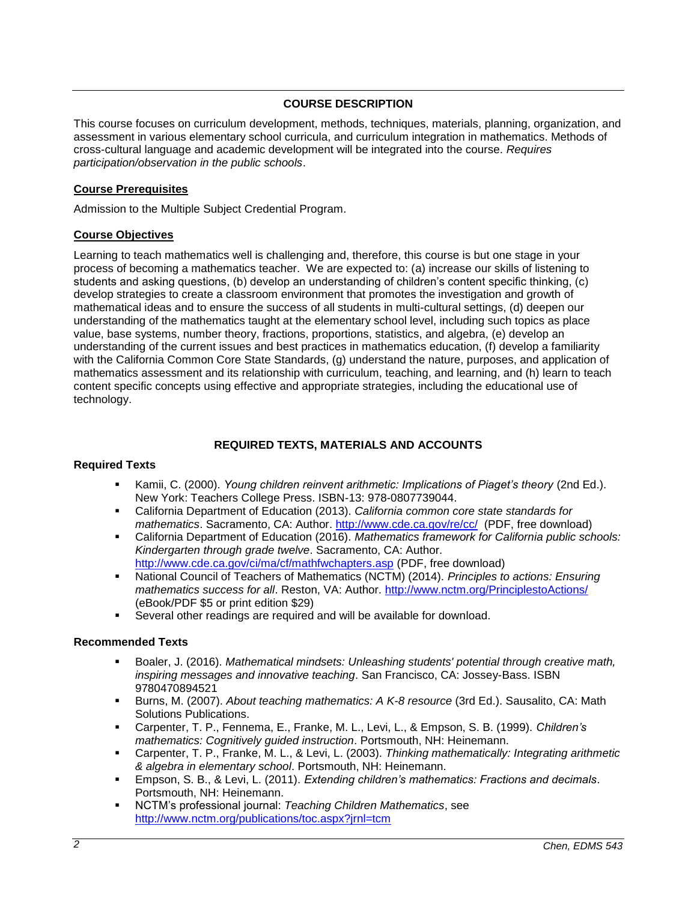## COURSE DESCRIPTION

This course focuses on curriculum development, methods, techniques, materials, planning, organization, and assessment in various elementary school curricula, and curriculum integration in mathematics. Methods of cross-cultural language and academic development will be integrated into the course. *Requires participation/observation in the public schools*.

### Course Prerequisites

Admission to the Multiple Subject Credential Program.

### Course Objectives

Learning to teach mathematics well is challenging and, therefore, this course is but one stage in your process of becoming a mathematics teacher. We are expected to: (a) increase our skills of listening to students and asking questions, (b) develop an understanding of children's content specific thinking, (c) develop strategies to create a classroom environment that promotes the investigation and growth of mathematical ideas and to ensure the success of all students in multi-cultural settings, (d) deepen our understanding of the mathematics taught at the elementary school level, including such topics as place value, base systems, number theory, fractions, proportions, statistics, and algebra, (e) develop an understanding of the current issues and best practices in mathematics education, (f) develop a familiarity with the California Common Core State Standards, (g) understand the nature, purposes, and application of mathematics assessment and its relationship with curriculum, teaching, and learning, and (h) learn to teach content specific concepts using effective and appropriate strategies, including the educational use of technology.

## REQUIRED TEXTS, MATERIALS AND ACCOUNTS

### Required Texts

- Kamii, C. (2000). *Young children reinvent arithmetic: Implications of Piaget's theory* (2nd Ed.). New York: Teachers College Press. ISBN-13: 978-0807739044.
- California Department of Education (2013). *California common core state standards for mathematics*. Sacramento, CA: Author. http://www.cde.ca.gov/re/cc/ (PDF, free download)
- California Department of Education (2016). *Mathematics framework for California public schools: Kindergarten through grade twelve*. Sacramento, CA: Author. http://www.cde.ca.gov/ci/ma/cf/mathfwchapters.asp (PDF, free download)
- National Council of Teachers of Mathematics (NCTM) (2014). *Principles to actions: Ensuring mathematics success for all*. Reston, VA: Author. http://www.nctm.org/PrinciplestoActions/ (eBook/PDF $5 or print edition $29)
- Several other readings are required and will be available for download.

### Recommended Texts

- Boaler, J. (2016). *Mathematical mindsets: Unleashing students' potential through creative math, inspiring messages and innovative teaching*. San Francisco, CA: Jossey-Bass. ISBN 9780470894521
- Burns, M. (2007). *About teaching mathematics: A K-8 resource* (3rd Ed.). Sausalito, CA: Math Solutions Publications.
- Carpenter, T. P., Fennema, E., Franke, M. L., Levi, L., & Empson, S. B. (1999). *Children's mathematics: Cognitively guided instruction*. Portsmouth, NH: Heinemann.
- Carpenter, T. P., Franke, M. L., & Levi, L. (2003). *Thinking mathematically: Integrating arithmetic & algebra in elementary school*. Portsmouth, NH: Heinemann.
- Empson, S. B., & Levi, L. (2011). *Extending children's mathematics: Fractions and decimals*. Portsmouth, NH: Heinemann.
- NCTM's professional journal: *Teaching Children Mathematics*, see http://www.nctm.org/publications/toc.aspx?jrnl=tcm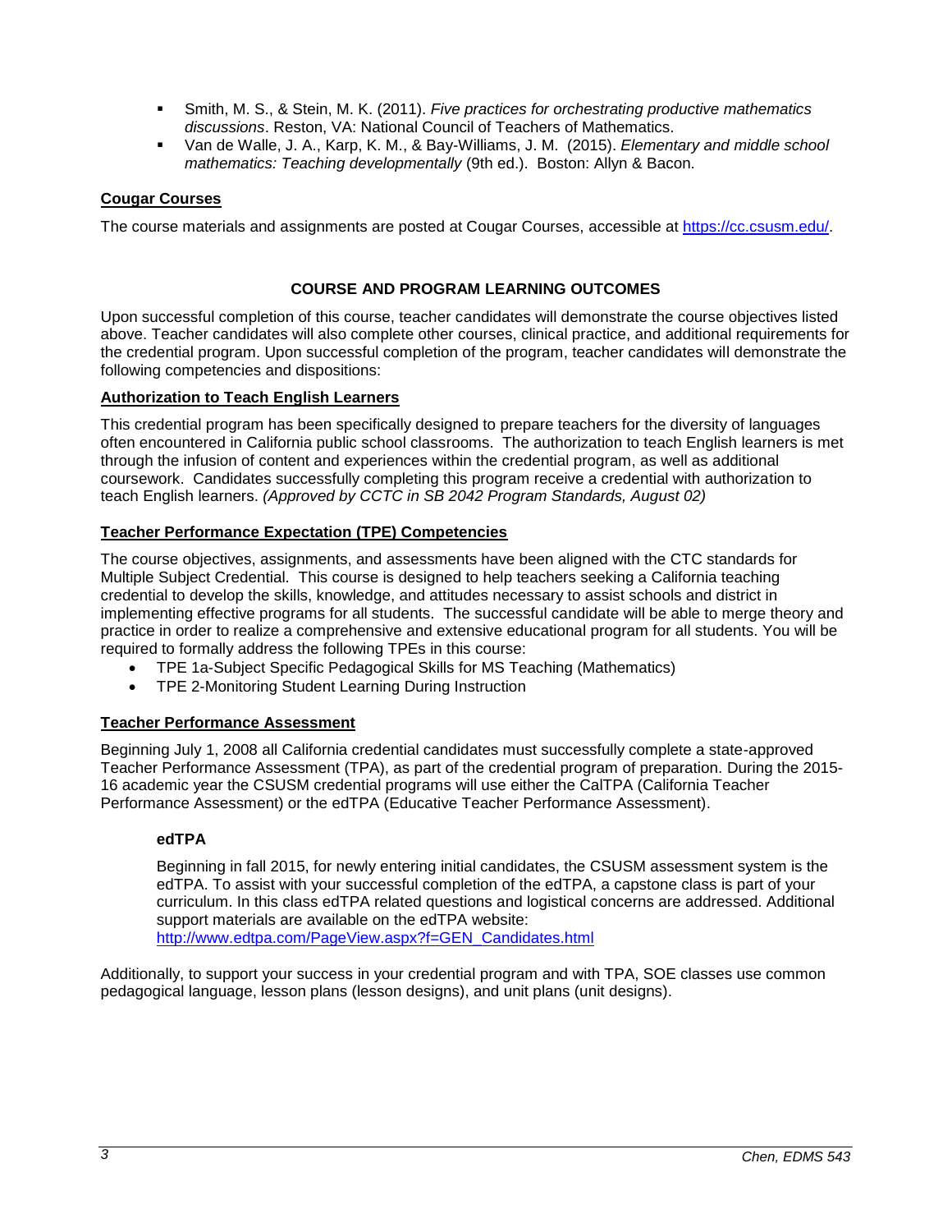- Smith, M. S., & Stein, M. K. (2011). *Five practices for orchestrating productive mathematics discussions*. Reston, VA: National Council of Teachers of Mathematics.
- Van de Walle, J. A., Karp, K. M., & Bay-Williams, J. M. (2015). *Elementary and middle school mathematics: Teaching developmentally* (9th ed.). Boston: Allyn & Bacon.

**Cougar Courses**

The course materials and assignments are posted at Cougar Courses, accessible at [https://cc.csusm.edu/](https://cc.csusm.edu/).

## COURSE AND PROGRAM LEARNING OUTCOMES

Upon successful completion of this course, teacher candidates will demonstrate the course objectives listed above. Teacher candidates will also complete other courses, clinical practice, and additional requirements for the credential program. Upon successful completion of the program, teacher candidates will demonstrate the following competencies and dispositions:

**Authorization to Teach English Learners**

This credential program has been specifically designed to prepare teachers for the diversity of languages often encountered in California public school classrooms. The authorization to teach English learners is met through the infusion of content and experiences within the credential program, as well as additional coursework. Candidates successfully completing this program receive a credential with authorization to teach English learners. *(Approved by CCTC in SB 2042 Program Standards, August 02)*

**Teacher Performance Expectation (TPE) Competencies**

The course objectives, assignments, and assessments have been aligned with the CTC standards for Multiple Subject Credential. This course is designed to help teachers seeking a California teaching credential to develop the skills, knowledge, and attitudes necessary to assist schools and district in implementing effective programs for all students. The successful candidate will be able to merge theory and practice in order to realize a comprehensive and extensive educational program for all students. You will be required to formally address the following TPEs in this course:

- TPE 1a-Subject Specific Pedagogical Skills for MS Teaching (Mathematics)
- TPE 2-Monitoring Student Learning During Instruction

**Teacher Performance Assessment**

Beginning July 1, 2008 all California credential candidates must successfully complete a state-approved Teacher Performance Assessment (TPA), as part of the credential program of preparation. During the 2015-16 academic year the CSUSM credential programs will use either the CalTPA (California Teacher Performance Assessment) or the edTPA (Educative Teacher Performance Assessment).

**edTPA**

Beginning in fall 2015, for newly entering initial candidates, the CSUSM assessment system is the edTPA. To assist with your successful completion of the edTPA, a capstone class is part of your curriculum. In this class edTPA related questions and logistical concerns are addressed. Additional support materials are available on the edTPA website:
[http://www.edtpa.com/PageView.aspx?f=GEN_Candidates.html](http://www.edtpa.com/PageView.aspx?f=GEN_Candidates.html)

Additionally, to support your success in your credential program and with TPA, SOE classes use common pedagogical language, lesson plans (lesson designs), and unit plans (unit designs).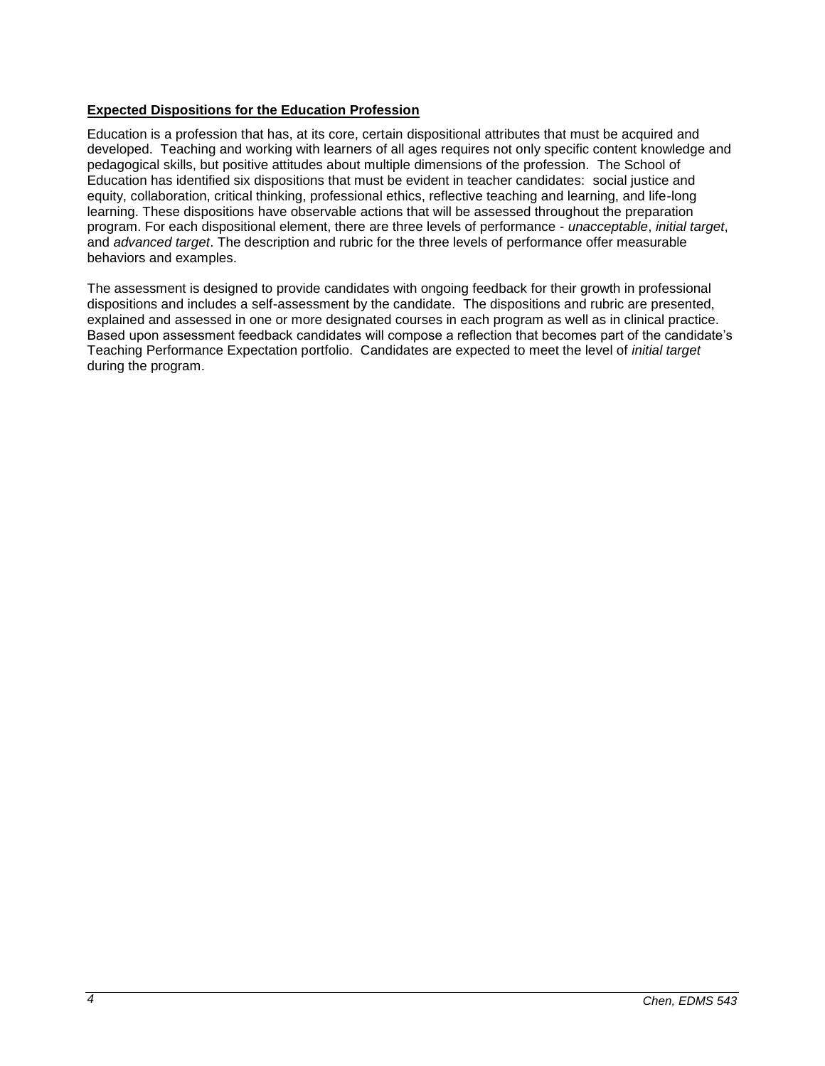**Expected Dispositions for the Education Profession**

Education is a profession that has, at its core, certain dispositional attributes that must be acquired and developed. Teaching and working with learners of all ages requires not only specific content knowledge and pedagogical skills, but positive attitudes about multiple dimensions of the profession. The School of Education has identified six dispositions that must be evident in teacher candidates: social justice and equity, collaboration, critical thinking, professional ethics, reflective teaching and learning, and life-long learning. These dispositions have observable actions that will be assessed throughout the preparation program. For each dispositional element, there are three levels of performance - *unacceptable*, *initial target*, and *advanced target*. The description and rubric for the three levels of performance offer measurable behaviors and examples.

The assessment is designed to provide candidates with ongoing feedback for their growth in professional dispositions and includes a self-assessment by the candidate. The dispositions and rubric are presented, explained and assessed in one or more designated courses in each program as well as in clinical practice. Based upon assessment feedback candidates will compose a reflection that becomes part of the candidate's Teaching Performance Expectation portfolio. Candidates are expected to meet the level of *initial target* during the program.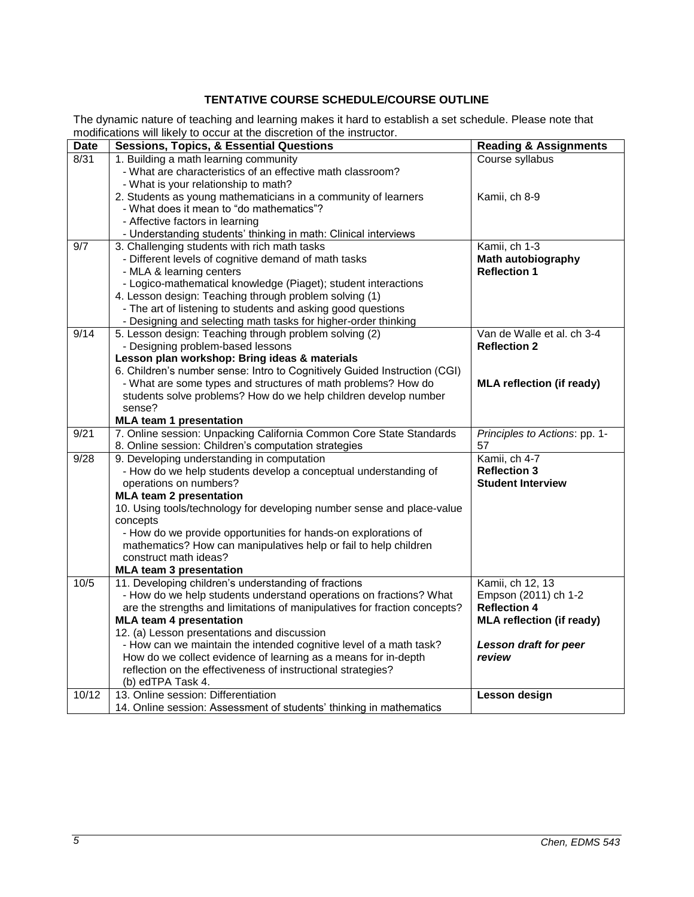## TENTATIVE COURSE SCHEDULE/COURSE OUTLINE

The dynamic nature of teaching and learning makes it hard to establish a set schedule. Please note that modifications will likely to occur at the discretion of the instructor.

| Date | Sessions, Topics, & Essential Questions | Reading & Assignments |
|---|---|---|
| 8/31 | 1. Building a math learning community<br>- What are characteristics of an effective math classroom?<br>- What is your relationship to math?<br>2. Students as young mathematicians in a community of learners<br>- What does it mean to "do mathematics"?<br>- Affective factors in learning<br>- Understanding students' thinking in math: Clinical interviews | Course syllabus<br><br><br>Kamii, ch 8-9 |
| 9/7 | 3. Challenging students with rich math tasks<br>- Different levels of cognitive demand of math tasks<br>- MLA & learning centers<br>- Logico-mathematical knowledge (Piaget); student interactions<br>4. Lesson design: Teaching through problem solving (1)<br>- The art of listening to students and asking good questions<br>- Designing and selecting math tasks for higher-order thinking | Kamii, ch 1-3<br>**Math autobiography**<br>**Reflection 1** |
| 9/14 | 5. Lesson design: Teaching through problem solving (2)<br>- Designing problem-based lessons<br>**Lesson plan workshop: Bring ideas & materials**<br>6. Children's number sense: Intro to Cognitively Guided Instruction (CGI)<br>- What are some types and structures of math problems? How do students solve problems? How do we help children develop number sense?<br>**MLA team 1 presentation** | Van de Walle et al. ch 3-4<br>**Reflection 2**<br><br><br>**MLA reflection (if ready)** |
| 9/21 | 7. Online session: Unpacking California Common Core State Standards<br>8. Online session: Children's computation strategies | *Principles to Actions*: pp. 1-57 |
| 9/28 | 9. Developing understanding in computation<br>- How do we help students develop a conceptual understanding of operations on numbers?<br>**MLA team 2 presentation**<br>10. Using tools/technology for developing number sense and place-value concepts<br>- How do we provide opportunities for hands-on explorations of mathematics? How can manipulatives help or fail to help children construct math ideas?<br>**MLA team 3 presentation** | Kamii, ch 4-7<br>**Reflection 3**<br>**Student Interview** |
| 10/5 | 11. Developing children's understanding of fractions<br>- How do we help students understand operations on fractions? What are the strengths and limitations of manipulatives for fraction concepts?<br>**MLA team 4 presentation**<br>12. (a) Lesson presentations and discussion<br>- How can we maintain the intended cognitive level of a math task? How do we collect evidence of learning as a means for in-depth reflection on the effectiveness of instructional strategies?<br>(b) edTPA Task 4. | Kamii, ch 12, 13<br>Empson (2011) ch 1-2<br>**Reflection 4**<br>**MLA reflection (if ready)**<br><br>***Lesson draft for peer review*** |
| 10/12 | 13. Online session: Differentiation<br>14. Online session: Assessment of students' thinking in mathematics | **Lesson design** |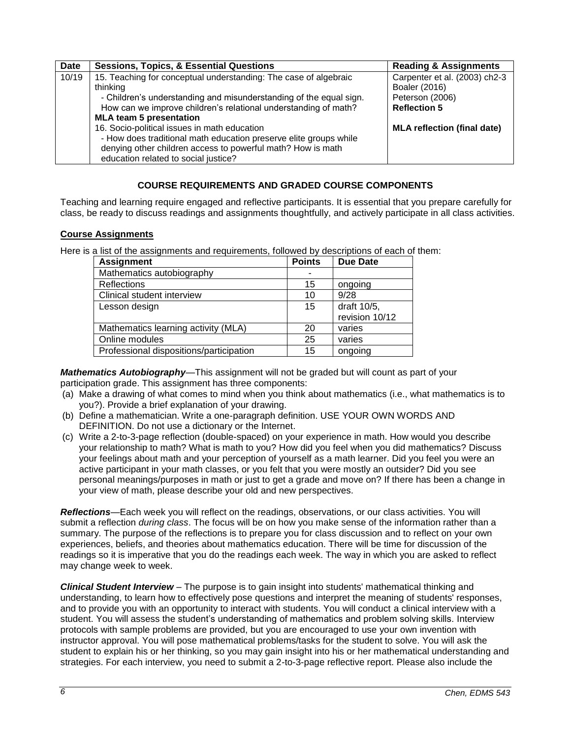| Date | Sessions, Topics, & Essential Questions | Reading & Assignments |
|---|---|---|
| 10/19 | 15. Teaching for conceptual understanding: The case of algebraic thinking<br>- Children's understanding and misunderstanding of the equal sign. How can we improve children's relational understanding of math?<br>**MLA team 5 presentation**<br>16. Socio-political issues in math education<br>- How does traditional math education preserve elite groups while denying other children access to powerful math? How is math education related to social justice? | Carpenter et al. (2003) ch2-3<br>Boaler (2016)<br>Peterson (2006)<br>**Reflection 5**<br><br>**MLA reflection (final date)** |

## COURSE REQUIREMENTS AND GRADED COURSE COMPONENTS

Teaching and learning require engaged and reflective participants. It is essential that you prepare carefully for class, be ready to discuss readings and assignments thoughtfully, and actively participate in all class activities.

### Course Assignments

Here is a list of the assignments and requirements, followed by descriptions of each of them:

| Assignment | Points | Due Date |
|---|---|---|
| Mathematics autobiography | - | |
| Reflections | 15 | ongoing |
| Clinical student interview | 10 | 9/28 |
| Lesson design | 15 | draft 10/5, revision 10/12 |
| Mathematics learning activity (MLA) | 20 | varies |
| Online modules | 25 | varies |
| Professional dispositions/participation | 15 | ongoing |

***Mathematics Autobiography***—This assignment will not be graded but will count as part of your participation grade. This assignment has three components:

(a) Make a drawing of what comes to mind when you think about mathematics (i.e., what mathematics is to you?). Provide a brief explanation of your drawing.
(b) Define a mathematician. Write a one-paragraph definition. USE YOUR OWN WORDS AND DEFINITION. Do not use a dictionary or the Internet.
(c) Write a 2-to-3-page reflection (double-spaced) on your experience in math. How would you describe your relationship to math? What is math to you? How did you feel when you did mathematics? Discuss your feelings about math and your perception of yourself as a math learner. Did you feel you were an active participant in your math classes, or you felt that you were mostly an outsider? Did you see personal meanings/purposes in math or just to get a grade and move on? If there has been a change in your view of math, please describe your old and new perspectives.

***Reflections***—Each week you will reflect on the readings, observations, or our class activities. You will submit a reflection *during class*. The focus will be on how you make sense of the information rather than a summary. The purpose of the reflections is to prepare you for class discussion and to reflect on your own experiences, beliefs, and theories about mathematics education. There will be time for discussion of the readings so it is imperative that you do the readings each week. The way in which you are asked to reflect may change week to week.

***Clinical Student Interview*** – The purpose is to gain insight into students' mathematical thinking and understanding, to learn how to effectively pose questions and interpret the meaning of students' responses, and to provide you with an opportunity to interact with students. You will conduct a clinical interview with a student. You will assess the student's understanding of mathematics and problem solving skills. Interview protocols with sample problems are provided, but you are encouraged to use your own invention with instructor approval. You will pose mathematical problems/tasks for the student to solve. You will ask the student to explain his or her thinking, so you may gain insight into his or her mathematical understanding and strategies. For each interview, you need to submit a 2-to-3-page reflective report. Please also include the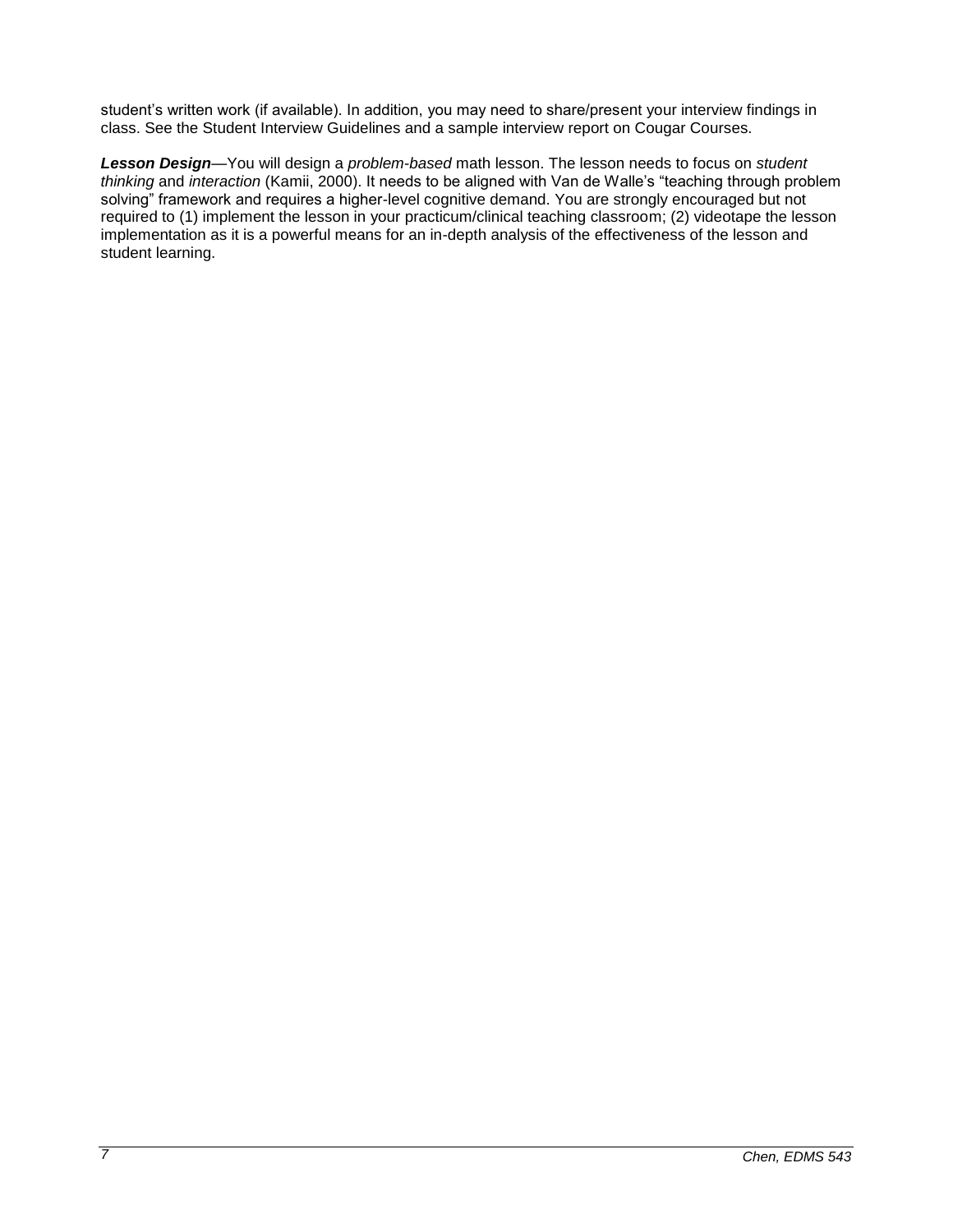student's written work (if available). In addition, you may need to share/present your interview findings in class. See the Student Interview Guidelines and a sample interview report on Cougar Courses.

***Lesson Design***—You will design a *problem-based* math lesson. The lesson needs to focus on *student thinking* and *interaction* (Kamii, 2000). It needs to be aligned with Van de Walle's "teaching through problem solving" framework and requires a higher-level cognitive demand. You are strongly encouraged but not required to (1) implement the lesson in your practicum/clinical teaching classroom; (2) videotape the lesson implementation as it is a powerful means for an in-depth analysis of the effectiveness of the lesson and student learning.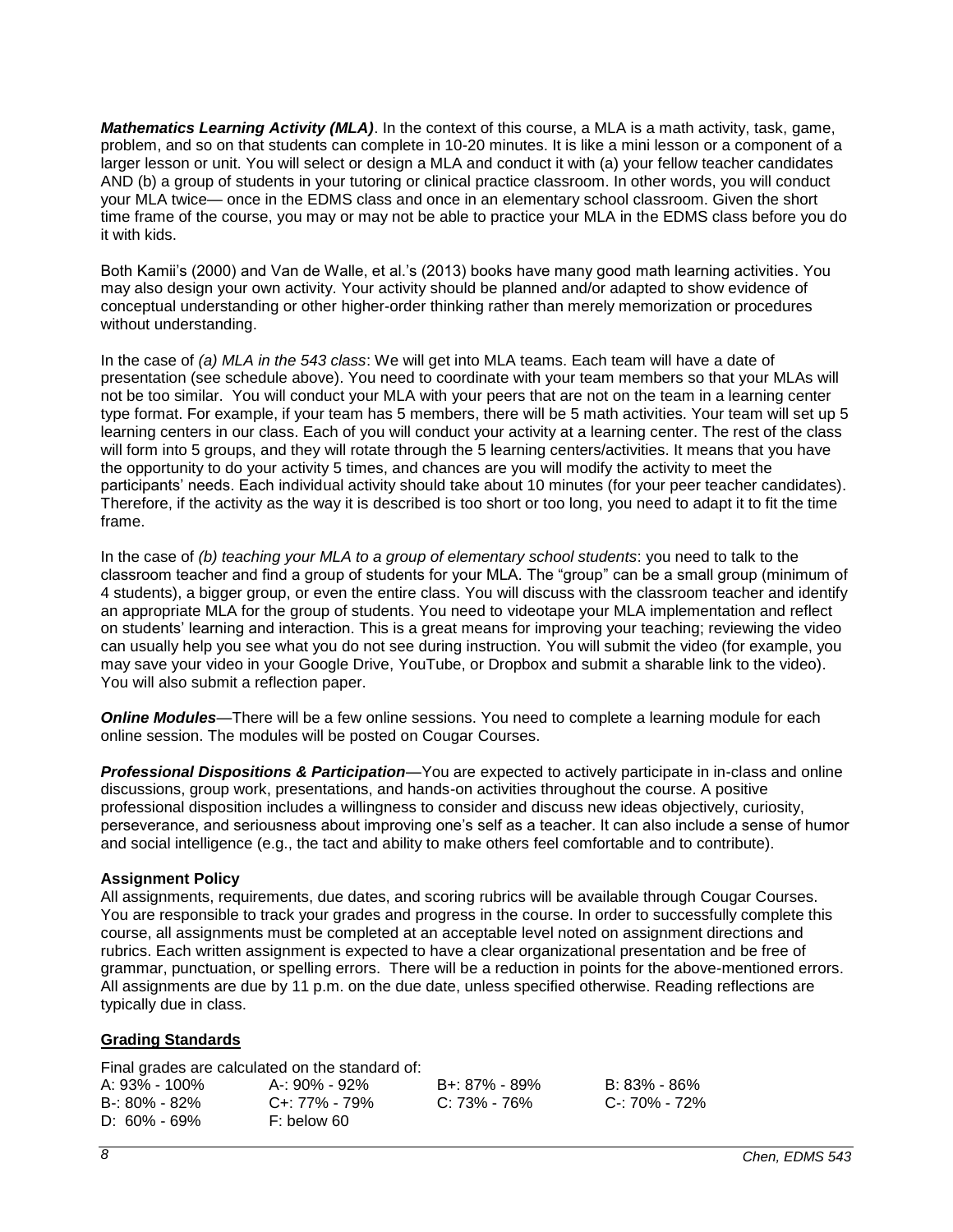***Mathematics Learning Activity (MLA)***. In the context of this course, a MLA is a math activity, task, game, problem, and so on that students can complete in 10-20 minutes. It is like a mini lesson or a component of a larger lesson or unit. You will select or design a MLA and conduct it with (a) your fellow teacher candidates AND (b) a group of students in your tutoring or clinical practice classroom. In other words, you will conduct your MLA twice— once in the EDMS class and once in an elementary school classroom. Given the short time frame of the course, you may or may not be able to practice your MLA in the EDMS class before you do it with kids.

Both Kamii's (2000) and Van de Walle, et al.'s (2013) books have many good math learning activities. You may also design your own activity. Your activity should be planned and/or adapted to show evidence of conceptual understanding or other higher-order thinking rather than merely memorization or procedures without understanding.

In the case of *(a) MLA in the 543 class*: We will get into MLA teams. Each team will have a date of presentation (see schedule above). You need to coordinate with your team members so that your MLAs will not be too similar. You will conduct your MLA with your peers that are not on the team in a learning center type format. For example, if your team has 5 members, there will be 5 math activities. Your team will set up 5 learning centers in our class. Each of you will conduct your activity at a learning center. The rest of the class will form into 5 groups, and they will rotate through the 5 learning centers/activities. It means that you have the opportunity to do your activity 5 times, and chances are you will modify the activity to meet the participants' needs. Each individual activity should take about 10 minutes (for your peer teacher candidates). Therefore, if the activity as the way it is described is too short or too long, you need to adapt it to fit the time frame.

In the case of *(b) teaching your MLA to a group of elementary school students*: you need to talk to the classroom teacher and find a group of students for your MLA. The "group" can be a small group (minimum of 4 students), a bigger group, or even the entire class. You will discuss with the classroom teacher and identify an appropriate MLA for the group of students. You need to videotape your MLA implementation and reflect on students' learning and interaction. This is a great means for improving your teaching; reviewing the video can usually help you see what you do not see during instruction. You will submit the video (for example, you may save your video in your Google Drive, YouTube, or Dropbox and submit a sharable link to the video). You will also submit a reflection paper.

***Online Modules***—There will be a few online sessions. You need to complete a learning module for each online session. The modules will be posted on Cougar Courses.

***Professional Dispositions & Participation***—You are expected to actively participate in in-class and online discussions, group work, presentations, and hands-on activities throughout the course. A positive professional disposition includes a willingness to consider and discuss new ideas objectively, curiosity, perseverance, and seriousness about improving one's self as a teacher. It can also include a sense of humor and social intelligence (e.g., the tact and ability to make others feel comfortable and to contribute).

**Assignment Policy**

All assignments, requirements, due dates, and scoring rubrics will be available through Cougar Courses. You are responsible to track your grades and progress in the course. In order to successfully complete this course, all assignments must be completed at an acceptable level noted on assignment directions and rubrics. Each written assignment is expected to have a clear organizational presentation and be free of grammar, punctuation, or spelling errors. There will be a reduction in points for the above-mentioned errors. All assignments are due by 11 p.m. on the due date, unless specified otherwise. Reading reflections are typically due in class.

**Grading Standards**

Final grades are calculated on the standard of:

| | | | |
|---|---|---|---|
| A: 93% - 100% | A-: 90% - 92% | B+: 87% - 89% | B: 83% - 86% |
| B-: 80% - 82% | C+: 77% - 79% | C: 73% - 76% | C-: 70% - 72% |
| D: 60% - 69% | F: below 60 | | |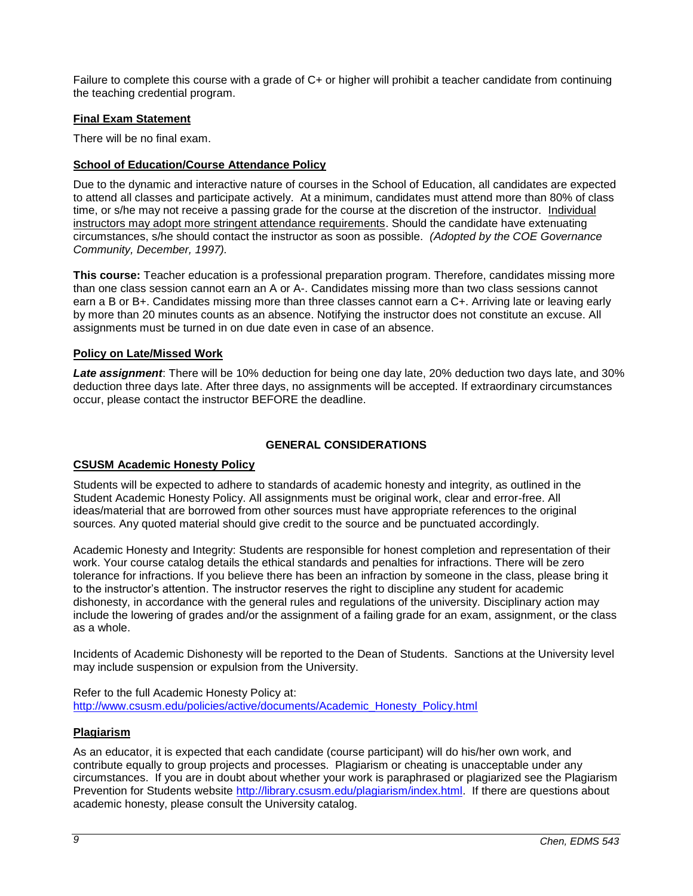Failure to complete this course with a grade of C+ or higher will prohibit a teacher candidate from continuing the teaching credential program.

### Final Exam Statement

There will be no final exam.

### School of Education/Course Attendance Policy

Due to the dynamic and interactive nature of courses in the School of Education, all candidates are expected to attend all classes and participate actively. At a minimum, candidates must attend more than 80% of class time, or s/he may not receive a passing grade for the course at the discretion of the instructor. Individual instructors may adopt more stringent attendance requirements. Should the candidate have extenuating circumstances, s/he should contact the instructor as soon as possible. *(Adopted by the COE Governance Community, December, 1997).*

**This course:** Teacher education is a professional preparation program. Therefore, candidates missing more than one class session cannot earn an A or A-. Candidates missing more than two class sessions cannot earn a B or B+. Candidates missing more than three classes cannot earn a C+. Arriving late or leaving early by more than 20 minutes counts as an absence. Notifying the instructor does not constitute an excuse. All assignments must be turned in on due date even in case of an absence.

### Policy on Late/Missed Work

***Late assignment***: There will be 10% deduction for being one day late, 20% deduction two days late, and 30% deduction three days late. After three days, no assignments will be accepted. If extraordinary circumstances occur, please contact the instructor BEFORE the deadline.

## GENERAL CONSIDERATIONS

### CSUSM Academic Honesty Policy

Students will be expected to adhere to standards of academic honesty and integrity, as outlined in the Student Academic Honesty Policy. All assignments must be original work, clear and error-free. All ideas/material that are borrowed from other sources must have appropriate references to the original sources. Any quoted material should give credit to the source and be punctuated accordingly.

Academic Honesty and Integrity: Students are responsible for honest completion and representation of their work. Your course catalog details the ethical standards and penalties for infractions. There will be zero tolerance for infractions. If you believe there has been an infraction by someone in the class, please bring it to the instructor's attention. The instructor reserves the right to discipline any student for academic dishonesty, in accordance with the general rules and regulations of the university. Disciplinary action may include the lowering of grades and/or the assignment of a failing grade for an exam, assignment, or the class as a whole.

Incidents of Academic Dishonesty will be reported to the Dean of Students. Sanctions at the University level may include suspension or expulsion from the University.

Refer to the full Academic Honesty Policy at:
http://www.csusm.edu/policies/active/documents/Academic_Honesty_Policy.html

### Plagiarism

As an educator, it is expected that each candidate (course participant) will do his/her own work, and contribute equally to group projects and processes. Plagiarism or cheating is unacceptable under any circumstances. If you are in doubt about whether your work is paraphrased or plagiarized see the Plagiarism Prevention for Students website http://library.csusm.edu/plagiarism/index.html. If there are questions about academic honesty, please consult the University catalog.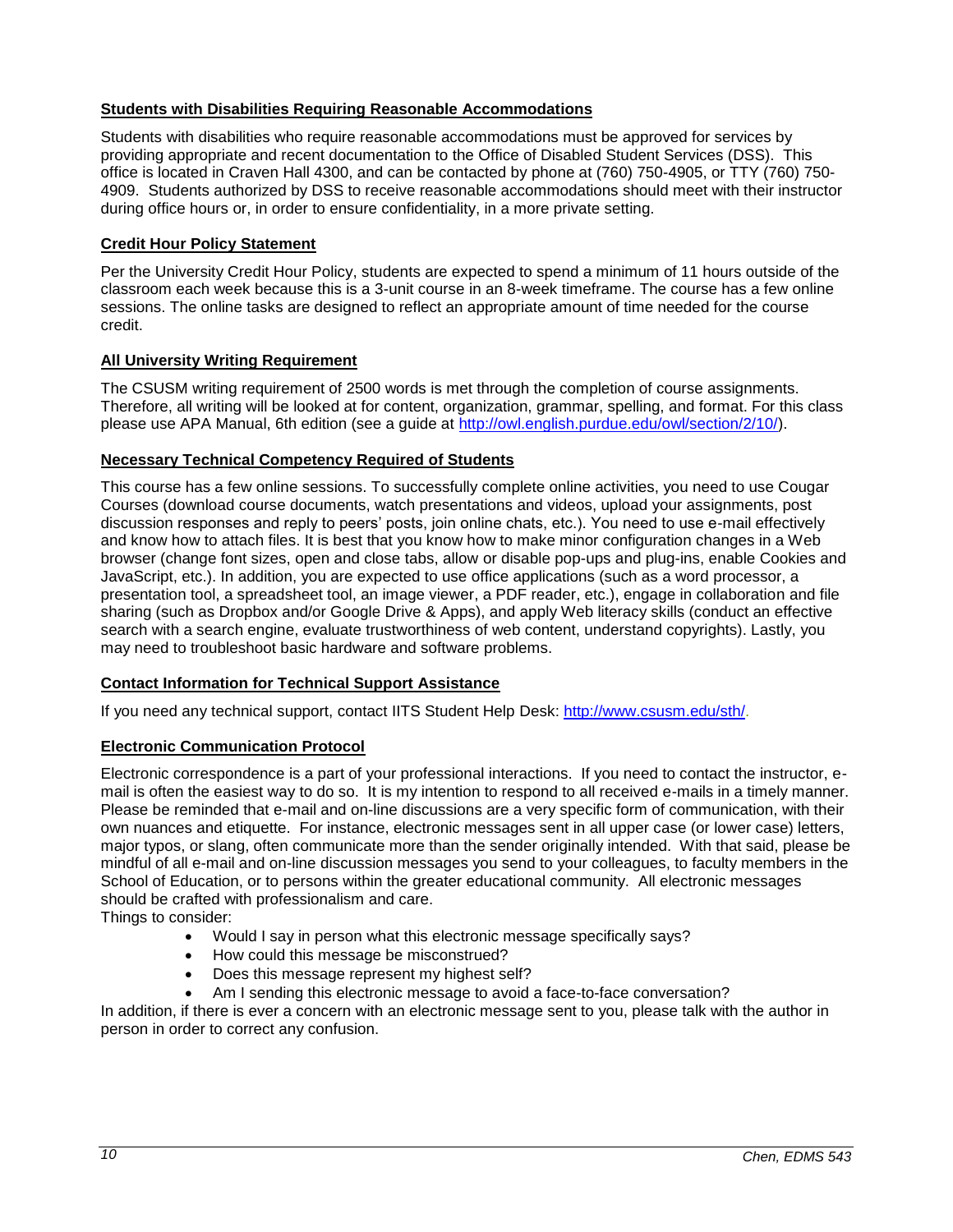## Students with Disabilities Requiring Reasonable Accommodations

Students with disabilities who require reasonable accommodations must be approved for services by providing appropriate and recent documentation to the Office of Disabled Student Services (DSS). This office is located in Craven Hall 4300, and can be contacted by phone at (760) 750-4905, or TTY (760) 750-4909. Students authorized by DSS to receive reasonable accommodations should meet with their instructor during office hours or, in order to ensure confidentiality, in a more private setting.

## Credit Hour Policy Statement

Per the University Credit Hour Policy, students are expected to spend a minimum of 11 hours outside of the classroom each week because this is a 3-unit course in an 8-week timeframe. The course has a few online sessions. The online tasks are designed to reflect an appropriate amount of time needed for the course credit.

## All University Writing Requirement

The CSUSM writing requirement of 2500 words is met through the completion of course assignments. Therefore, all writing will be looked at for content, organization, grammar, spelling, and format. For this class please use APA Manual, 6th edition (see a guide at http://owl.english.purdue.edu/owl/section/2/10/).

## Necessary Technical Competency Required of Students

This course has a few online sessions. To successfully complete online activities, you need to use Cougar Courses (download course documents, watch presentations and videos, upload your assignments, post discussion responses and reply to peers' posts, join online chats, etc.). You need to use e-mail effectively and know how to attach files. It is best that you know how to make minor configuration changes in a Web browser (change font sizes, open and close tabs, allow or disable pop-ups and plug-ins, enable Cookies and JavaScript, etc.). In addition, you are expected to use office applications (such as a word processor, a presentation tool, a spreadsheet tool, an image viewer, a PDF reader, etc.), engage in collaboration and file sharing (such as Dropbox and/or Google Drive & Apps), and apply Web literacy skills (conduct an effective search with a search engine, evaluate trustworthiness of web content, understand copyrights). Lastly, you may need to troubleshoot basic hardware and software problems.

## Contact Information for Technical Support Assistance

If you need any technical support, contact IITS Student Help Desk: http://www.csusm.edu/sth/.

## Electronic Communication Protocol

Electronic correspondence is a part of your professional interactions. If you need to contact the instructor, e-mail is often the easiest way to do so. It is my intention to respond to all received e-mails in a timely manner. Please be reminded that e-mail and on-line discussions are a very specific form of communication, with their own nuances and etiquette. For instance, electronic messages sent in all upper case (or lower case) letters, major typos, or slang, often communicate more than the sender originally intended. With that said, please be mindful of all e-mail and on-line discussion messages you send to your colleagues, to faculty members in the School of Education, or to persons within the greater educational community. All electronic messages should be crafted with professionalism and care.

Things to consider:

- Would I say in person what this electronic message specifically says?
- How could this message be misconstrued?
- Does this message represent my highest self?
- Am I sending this electronic message to avoid a face-to-face conversation?

In addition, if there is ever a concern with an electronic message sent to you, please talk with the author in person in order to correct any confusion.